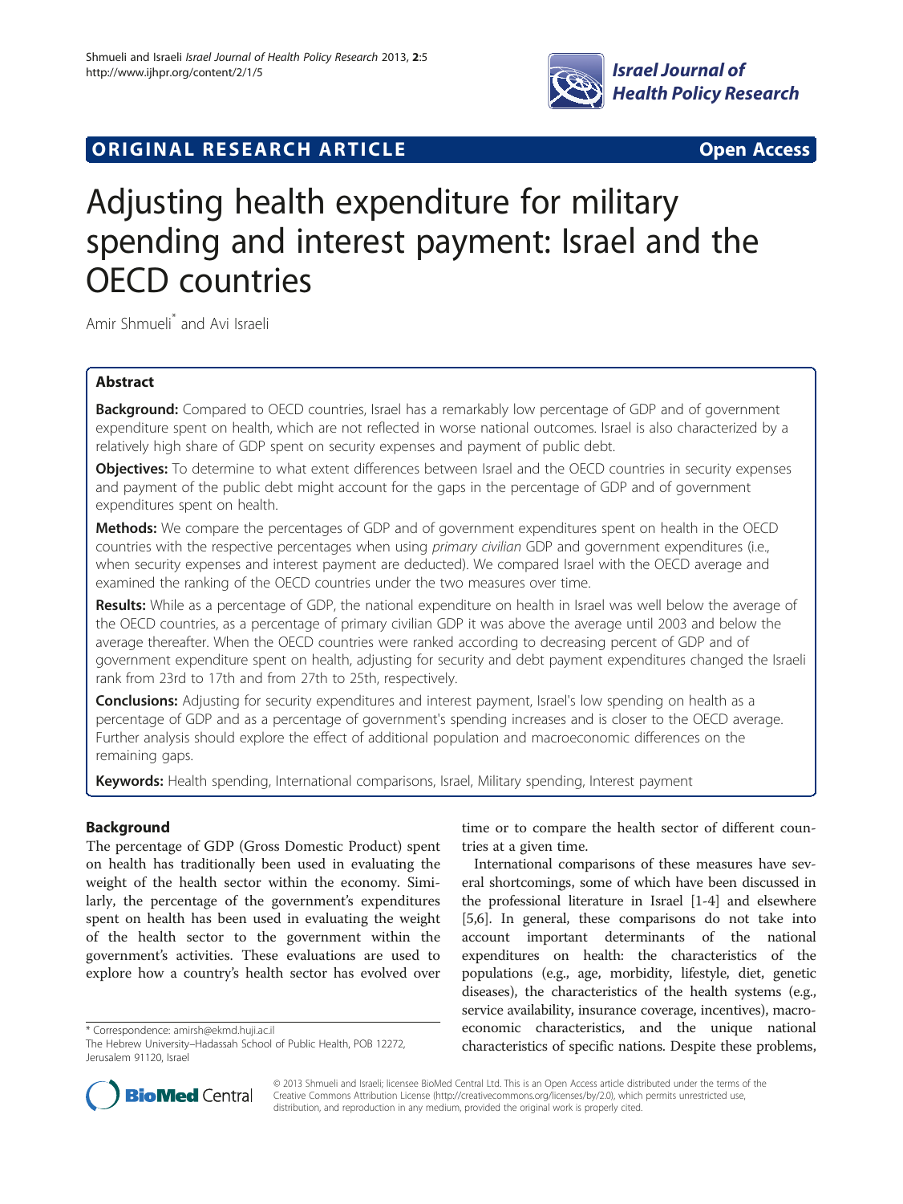ORIGINAL RESEARCH ARTICLE Open Access

# Adjusting health expenditure for military spending and interest payment: Israel and the OECD countries

Amir Shmueli* and Avi Israeli

## Abstract

**Background:** Compared to OECD countries, Israel has a remarkably low percentage of GDP and of government expenditure spent on health, which are not reflected in worse national outcomes. Israel is also characterized by a relatively high share of GDP spent on security expenses and payment of public debt.

**Objectives:** To determine to what extent differences between Israel and the OECD countries in security expenses and payment of the public debt might account for the gaps in the percentage of GDP and of government expenditures spent on health.

**Methods:** We compare the percentages of GDP and of government expenditures spent on health in the OECD countries with the respective percentages when using *primary civilian* GDP and government expenditures (i.e., when security expenses and interest payment are deducted). We compared Israel with the OECD average and examined the ranking of the OECD countries under the two measures over time.

**Results:** While as a percentage of GDP, the national expenditure on health in Israel was well below the average of the OECD countries, as a percentage of primary civilian GDP it was above the average until 2003 and below the average thereafter. When the OECD countries were ranked according to decreasing percent of GDP and of government expenditure spent on health, adjusting for security and debt payment expenditures changed the Israeli rank from 23rd to 17th and from 27th to 25th, respectively.

**Conclusions:** Adjusting for security expenditures and interest payment, Israel's low spending on health as a percentage of GDP and as a percentage of government's spending increases and is closer to the OECD average. Further analysis should explore the effect of additional population and macroeconomic differences on the remaining gaps.

**Keywords:** Health spending, International comparisons, Israel, Military spending, Interest payment

## Background

The percentage of GDP (Gross Domestic Product) spent on health has traditionally been used in evaluating the weight of the health sector within the economy. Similarly, the percentage of the government's expenditures spent on health has been used in evaluating the weight of the health sector to the government within the government's activities. These evaluations are used to explore how a country's health sector has evolved over time or to compare the health sector of different countries at a given time.

International comparisons of these measures have several shortcomings, some of which have been discussed in the professional literature in Israel [1-4] and elsewhere [5,6]. In general, these comparisons do not take into account important determinants of the national expenditures on health: the characteristics of the populations (e.g., age, morbidity, lifestyle, diet, genetic diseases), the characteristics of the health systems (e.g., service availability, insurance coverage, incentives), macroeconomic characteristics, and the unique national characteristics of specific nations. Despite these problems,

\* Correspondence: amirsh@ekmd.huji.ac.il
The Hebrew University–Hadassah School of Public Health, POB 12272, Jerusalem 91120, Israel

© 2013 Shmueli and Israeli; licensee BioMed Central Ltd. This is an Open Access article distributed under the terms of the Creative Commons Attribution License (http://creativecommons.org/licenses/by/2.0), which permits unrestricted use, distribution, and reproduction in any medium, provided the original work is properly cited.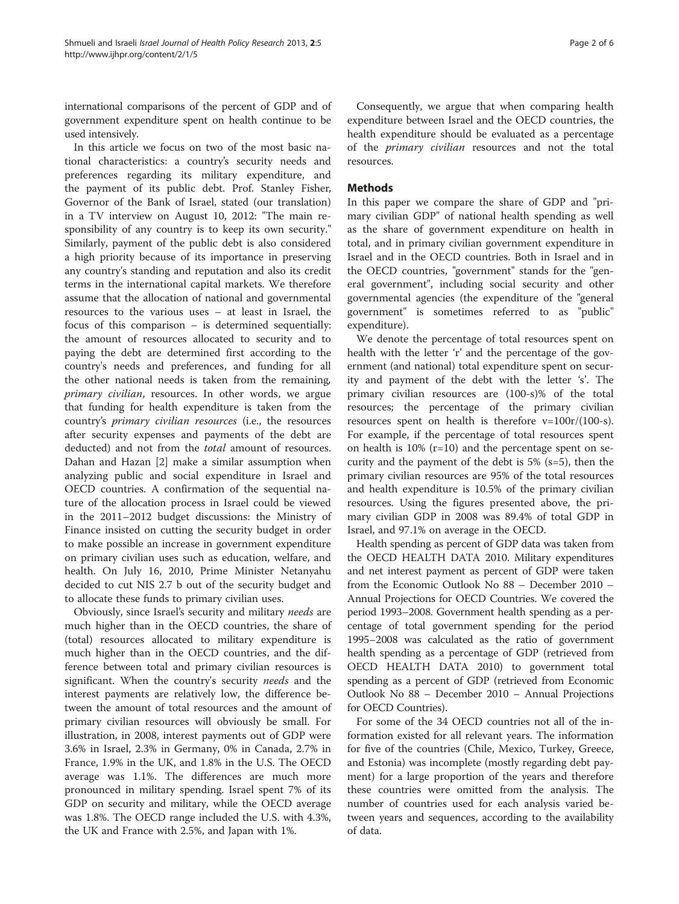international comparisons of the percent of GDP and of government expenditure spent on health continue to be used intensively.

In this article we focus on two of the most basic national characteristics: a country's security needs and preferences regarding its military expenditure, and the payment of its public debt. Prof. Stanley Fisher, Governor of the Bank of Israel, stated (our translation) in a TV interview on August 10, 2012: "The main responsibility of any country is to keep its own security." Similarly, payment of the public debt is also considered a high priority because of its importance in preserving any country's standing and reputation and also its credit terms in the international capital markets. We therefore assume that the allocation of national and governmental resources to the various uses – at least in Israel, the focus of this comparison – is determined sequentially: the amount of resources allocated to security and to paying the debt are determined first according to the country's needs and preferences, and funding for all the other national needs is taken from the remaining, *primary civilian*, resources. In other words, we argue that funding for health expenditure is taken from the country's *primary civilian resources* (i.e., the resources after security expenses and payments of the debt are deducted) and not from the *total* amount of resources. Dahan and Hazan [2] make a similar assumption when analyzing public and social expenditure in Israel and OECD countries. A confirmation of the sequential nature of the allocation process in Israel could be viewed in the 2011–2012 budget discussions: the Ministry of Finance insisted on cutting the security budget in order to make possible an increase in government expenditure on primary civilian uses such as education, welfare, and health. On July 16, 2010, Prime Minister Netanyahu decided to cut NIS 2.7 b out of the security budget and to allocate these funds to primary civilian uses.

Obviously, since Israel's security and military *needs* are much higher than in the OECD countries, the share of (total) resources allocated to military expenditure is much higher than in the OECD countries, and the difference between total and primary civilian resources is significant. When the country's security *needs* and the interest payments are relatively low, the difference between the amount of total resources and the amount of primary civilian resources will obviously be small. For illustration, in 2008, interest payments out of GDP were 3.6% in Israel, 2.3% in Germany, 0% in Canada, 2.7% in France, 1.9% in the UK, and 1.8% in the U.S. The OECD average was 1.1%. The differences are much more pronounced in military spending. Israel spent 7% of its GDP on security and military, while the OECD average was 1.8%. The OECD range included the U.S. with 4.3%, the UK and France with 2.5%, and Japan with 1%.

Consequently, we argue that when comparing health expenditure between Israel and the OECD countries, the health expenditure should be evaluated as a percentage of the *primary civilian* resources and not the total resources.

## Methods

In this paper we compare the share of GDP and "primary civilian GDP" of national health spending as well as the share of government expenditure on health in total, and in primary civilian government expenditure in Israel and in the OECD countries. Both in Israel and in the OECD countries, "government" stands for the "general government", including social security and other governmental agencies (the expenditure of the "general government" is sometimes referred to as "public" expenditure).

We denote the percentage of total resources spent on health with the letter 'r' and the percentage of the government (and national) total expenditure spent on security and payment of the debt with the letter 's'. The primary civilian resources are (100-s)% of the total resources; the percentage of the primary civilian resources spent on health is therefore $v=100r/(100\text{-}s)$. For example, if the percentage of total resources spent on health is 10% ($r=10$) and the percentage spent on security and the payment of the debt is 5% ($s=5$), then the primary civilian resources are 95% of the total resources and health expenditure is 10.5% of the primary civilian resources. Using the figures presented above, the primary civilian GDP in 2008 was 89.4% of total GDP in Israel, and 97.1% on average in the OECD.

Health spending as percent of GDP data was taken from the OECD HEALTH DATA 2010. Military expenditures and net interest payment as percent of GDP were taken from the Economic Outlook No 88 – December 2010 – Annual Projections for OECD Countries. We covered the period 1993–2008. Government health spending as a percentage of total government spending for the period 1995–2008 was calculated as the ratio of government health spending as a percentage of GDP (retrieved from OECD HEALTH DATA 2010) to government total spending as a percent of GDP (retrieved from Economic Outlook No 88 – December 2010 – Annual Projections for OECD Countries).

For some of the 34 OECD countries not all of the information existed for all relevant years. The information for five of the countries (Chile, Mexico, Turkey, Greece, and Estonia) was incomplete (mostly regarding debt payment) for a large proportion of the years and therefore these countries were omitted from the analysis. The number of countries used for each analysis varied between years and sequences, according to the availability of data.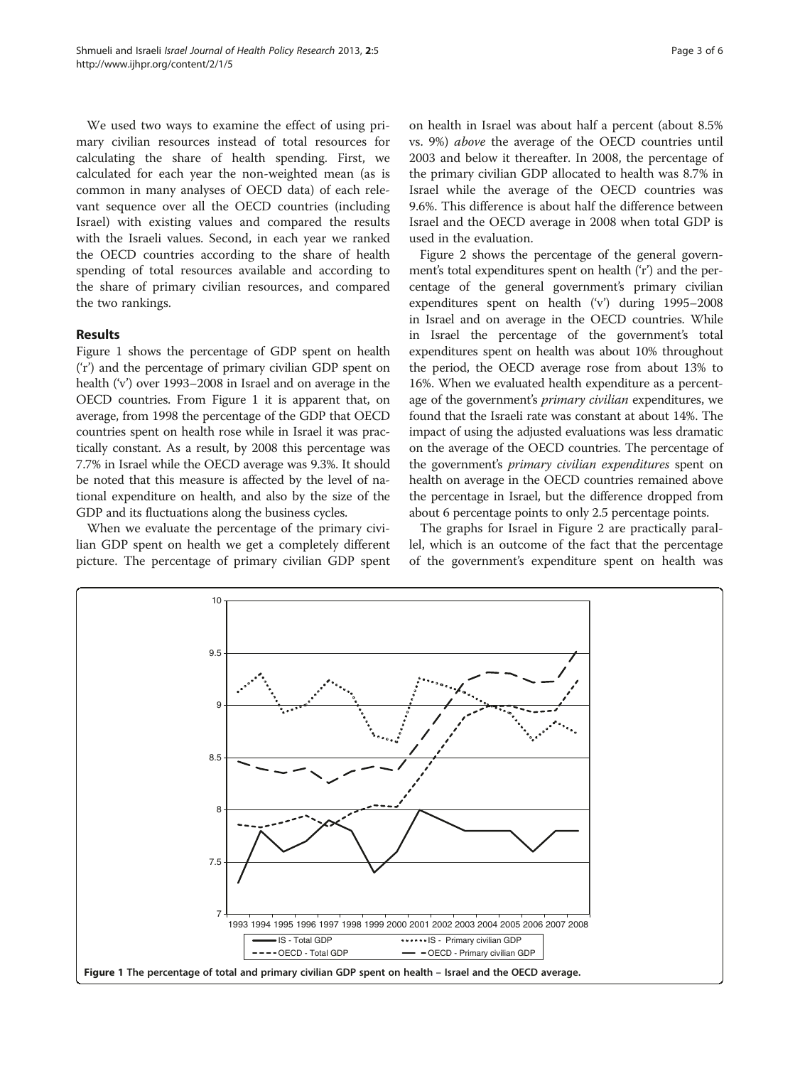We used two ways to examine the effect of using primary civilian resources instead of total resources for calculating the share of health spending. First, we calculated for each year the non-weighted mean (as is common in many analyses of OECD data) of each relevant sequence over all the OECD countries (including Israel) with existing values and compared the results with the Israeli values. Second, in each year we ranked the OECD countries according to the share of health spending of total resources available and according to the share of primary civilian resources, and compared the two rankings.

## Results

Figure 1 shows the percentage of GDP spent on health ('r') and the percentage of primary civilian GDP spent on health ('v') over 1993–2008 in Israel and on average in the OECD countries. From Figure 1 it is apparent that, on average, from 1998 the percentage of the GDP that OECD countries spent on health rose while in Israel it was practically constant. As a result, by 2008 this percentage was 7.7% in Israel while the OECD average was 9.3%. It should be noted that this measure is affected by the level of national expenditure on health, and also by the size of the GDP and its fluctuations along the business cycles.

When we evaluate the percentage of the primary civilian GDP spent on health we get a completely different picture. The percentage of primary civilian GDP spent on health in Israel was about half a percent (about 8.5% vs. 9%) *above* the average of the OECD countries until 2003 and below it thereafter. In 2008, the percentage of the primary civilian GDP allocated to health was 8.7% in Israel while the average of the OECD countries was 9.6%. This difference is about half the difference between Israel and the OECD average in 2008 when total GDP is used in the evaluation.

Figure 2 shows the percentage of the general government's total expenditures spent on health ('r') and the percentage of the general government's primary civilian expenditures spent on health ('v') during 1995–2008 in Israel and on average in the OECD countries. While in Israel the percentage of the government's total expenditures spent on health was about 10% throughout the period, the OECD average rose from about 13% to 16%. When we evaluated health expenditure as a percentage of the government's *primary civilian* expenditures, we found that the Israeli rate was constant at about 14%. The impact of using the adjusted evaluations was less dramatic on the average of the OECD countries. The percentage of the government's *primary civilian expenditures* spent on health on average in the OECD countries remained above the percentage in Israel, but the difference dropped from about 6 percentage points to only 2.5 percentage points.

The graphs for Israel in Figure 2 are practically parallel, which is an outcome of the fact that the percentage of the government's expenditure spent on health was

10
9.5
9
8.5
8
7.5
7
1993 1994 1995 1996 1997 1998 1999 2000 2001 2002 2003 2004 2005 2006 2007 2008
IS - Total GDP
IS - Primary civilian GDP
OECD - Total GDP
OECD - Primary civilian GDP

**Figure 1 The percentage of total and primary civilian GDP spent on health – Israel and the OECD average.**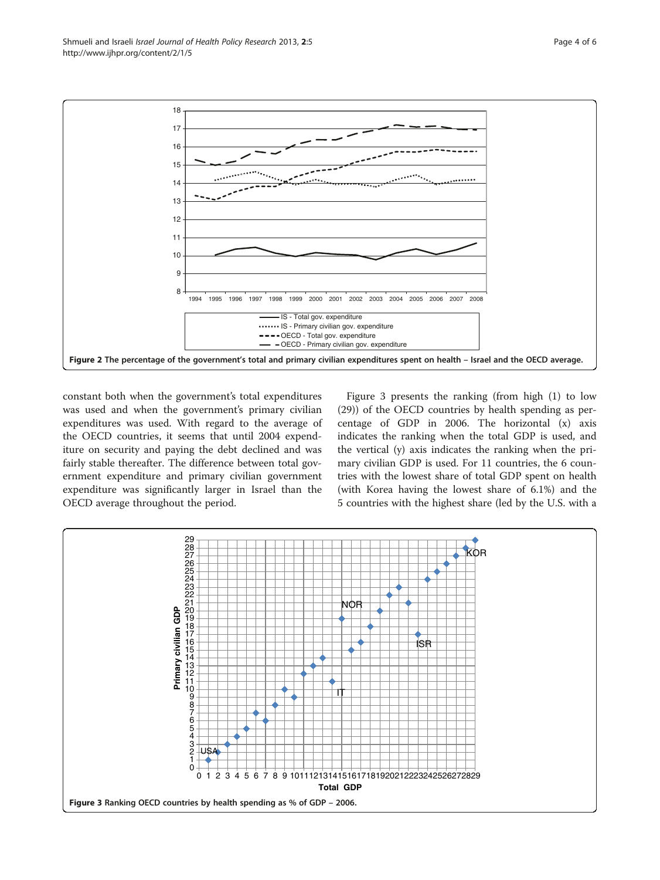18
17
16
15
14
13
12
11
10
9
8

1994 1995 1996 1997 1998 1999 2000 2001 2002 2003 2004 2005 2006 2007 2008

IS - Total gov. expenditure
IS - Primary civilian gov. expenditure
OECD - Total gov. expenditure
OECD - Primary civilian gov. expenditure

**Figure 2** The percentage of the government's total and primary civilian expenditures spent on health – Israel and the OECD average.

constant both when the government's total expenditures was used and when the government's primary civilian expenditures was used. With regard to the average of the OECD countries, it seems that until 2004 expenditure on security and paying the debt declined and was fairly stable thereafter. The difference between total government expenditure and primary civilian government expenditure was significantly larger in Israel than the OECD average throughout the period.

Figure 3 presents the ranking (from high (1) to low (29)) of the OECD countries by health spending as percentage of GDP in 2006. The horizontal (x) axis indicates the ranking when the total GDP is used, and the vertical (y) axis indicates the ranking when the primary civilian GDP is used. For 11 countries, the 6 countries with the lowest share of total GDP spent on health (with Korea having the lowest share of 6.1%) and the 5 countries with the highest share (led by the U.S. with a

Primary civilian GDP

29 28 27 26 25 24 23 22 21 20 19 18 17 16 15 14 13 12 11 10 9 8 7 6 5 4 3 2 1 0

KOR
NOR
ISR
IT
USA

0 1 2 3 4 5 6 7 8 9 10 11 12 13 14 15 16 17 18 19 20 21 22 23 24 25 26 27 28 29

Total GDP

**Figure 3** Ranking OECD countries by health spending as % of GDP – 2006.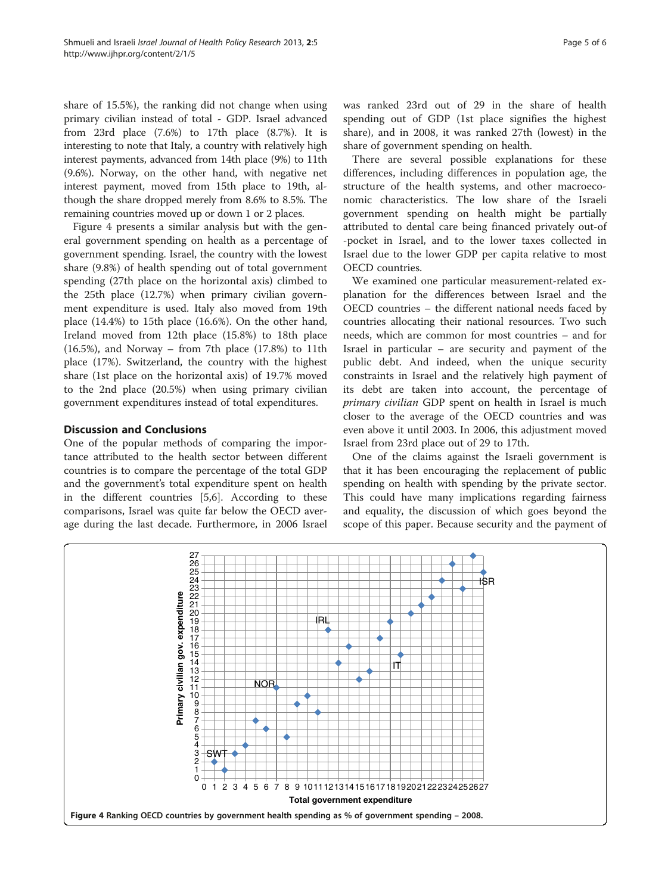share of 15.5%), the ranking did not change when using primary civilian instead of total - GDP. Israel advanced from 23rd place (7.6%) to 17th place (8.7%). It is interesting to note that Italy, a country with relatively high interest payments, advanced from 14th place (9%) to 11th (9.6%). Norway, on the other hand, with negative net interest payment, moved from 15th place to 19th, although the share dropped merely from 8.6% to 8.5%. The remaining countries moved up or down 1 or 2 places.

Figure 4 presents a similar analysis but with the general government spending on health as a percentage of government spending. Israel, the country with the lowest share (9.8%) of health spending out of total government spending (27th place on the horizontal axis) climbed to the 25th place (12.7%) when primary civilian government expenditure is used. Italy also moved from 19th place (14.4%) to 15th place (16.6%). On the other hand, Ireland moved from 12th place (15.8%) to 18th place (16.5%), and Norway – from 7th place (17.8%) to 11th place (17%). Switzerland, the country with the highest share (1st place on the horizontal axis) of 19.7% moved to the 2nd place (20.5%) when using primary civilian government expenditures instead of total expenditures.

## Discussion and Conclusions

One of the popular methods of comparing the importance attributed to the health sector between different countries is to compare the percentage of the total GDP and the government's total expenditure spent on health in the different countries [5,6]. According to these comparisons, Israel was quite far below the OECD average during the last decade. Furthermore, in 2006 Israel was ranked 23rd out of 29 in the share of health spending out of GDP (1st place signifies the highest share), and in 2008, it was ranked 27th (lowest) in the share of government spending on health.

There are several possible explanations for these differences, including differences in population age, the structure of the health systems, and other macroeconomic characteristics. The low share of the Israeli government spending on health might be partially attributed to dental care being financed privately out-of-pocket in Israel, and to the lower taxes collected in Israel due to the lower GDP per capita relative to most OECD countries.

We examined one particular measurement-related explanation for the differences between Israel and the OECD countries – the different national needs faced by countries allocating their national resources. Two such needs, which are common for most countries – and for Israel in particular – are security and payment of the public debt. And indeed, when the unique security constraints in Israel and the relatively high payment of its debt are taken into account, the percentage of *primary civilian* GDP spent on health in Israel is much closer to the average of the OECD countries and was even above it until 2003. In 2006, this adjustment moved Israel from 23rd place out of 29 to 17th.

One of the claims against the Israeli government is that it has been encouraging the replacement of public spending on health with spending by the private sector. This could have many implications regarding fairness and equality, the discussion of which goes beyond the scope of this paper. Because security and the payment of

Primary civilian gov. expenditure
Total government expenditure
SWT
NOR
IRL
IT
ISR
0 1 2 3 4 5 6 7 8 9 10 11 12 13 14 15 16 17 18 19 20 21 22 23 24 25 26 27

**Figure 4** Ranking OECD countries by government health spending as % of government spending – 2008.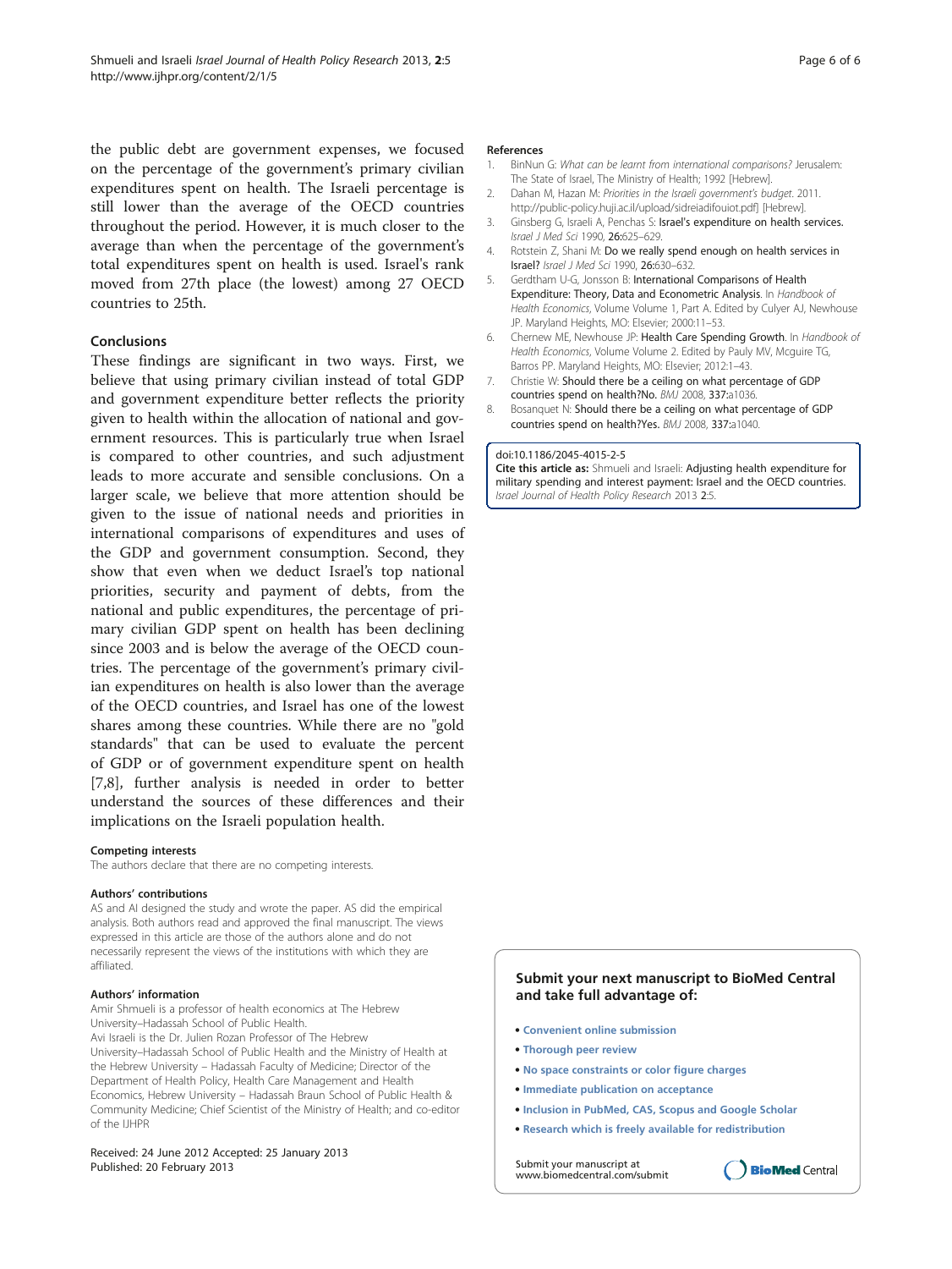the public debt are government expenses, we focused on the percentage of the government's primary civilian expenditures spent on health. The Israeli percentage is still lower than the average of the OECD countries throughout the period. However, it is much closer to the average than when the percentage of the government's total expenditures spent on health is used. Israel's rank moved from 27th place (the lowest) among 27 OECD countries to 25th.

## Conclusions

These findings are significant in two ways. First, we believe that using primary civilian instead of total GDP and government expenditure better reflects the priority given to health within the allocation of national and government resources. This is particularly true when Israel is compared to other countries, and such adjustment leads to more accurate and sensible conclusions. On a larger scale, we believe that more attention should be given to the issue of national needs and priorities in international comparisons of expenditures and uses of the GDP and government consumption. Second, they show that even when we deduct Israel's top national priorities, security and payment of debts, from the national and public expenditures, the percentage of primary civilian GDP spent on health has been declining since 2003 and is below the average of the OECD countries. The percentage of the government's primary civilian expenditures on health is also lower than the average of the OECD countries, and Israel has one of the lowest shares among these countries. While there are no "gold standards" that can be used to evaluate the percent of GDP or of government expenditure spent on health [7,8], further analysis is needed in order to better understand the sources of these differences and their implications on the Israeli population health.

### Competing interests

The authors declare that there are no competing interests.

### Authors' contributions

AS and AI designed the study and wrote the paper. AS did the empirical analysis. Both authors read and approved the final manuscript. The views expressed in this article are those of the authors alone and do not necessarily represent the views of the institutions with which they are affiliated.

### Authors' information

Amir Shmueli is a professor of health economics at The Hebrew University–Hadassah School of Public Health.
Avi Israeli is the Dr. Julien Rozan Professor of The Hebrew University–Hadassah School of Public Health and the Ministry of Health at the Hebrew University – Hadassah Faculty of Medicine; Director of the Department of Health Policy, Health Care Management and Health Economics, Hebrew University – Hadassah Braun School of Public Health & Community Medicine; Chief Scientist of the Ministry of Health; and co-editor of the IJHPR

Received: 24 June 2012 Accepted: 25 January 2013
Published: 20 February 2013

### References

1. BinNun G: *What can be learnt from international comparisons?* Jerusalem: The State of Israel, The Ministry of Health; 1992 [Hebrew].
2. Dahan M, Hazan M: *Priorities in the Israeli government's budget*. 2011. http://public-policy.huji.ac.il/upload/sidreiadifouiot.pdf] [Hebrew].
3. Ginsberg G, Israeli A, Penchas S: **Israel's expenditure on health services.** *Israel J Med Sci* 1990, **26**:625–629.
4. Rotstein Z, Shani M: **Do we really spend enough on health services in Israel?** *Israel J Med Sci* 1990, **26**:630–632.
5. Gerdtham U-G, Jonsson B: **International Comparisons of Health Expenditure: Theory, Data and Econometric Analysis**. In *Handbook of Health Economics*, Volume Volume 1, Part A. Edited by Culyer AJ, Newhouse JP. Maryland Heights, MO: Elsevier; 2000:11–53.
6. Chernew ME, Newhouse JP: **Health Care Spending Growth**. In *Handbook of Health Economics*, Volume Volume 2. Edited by Pauly MV, Mcguire TG, Barros PP. Maryland Heights, MO: Elsevier; 2012:1–43.
7. Christie W: **Should there be a ceiling on what percentage of GDP countries spend on health?No.** *BMJ* 2008, **337**:a1036.
8. Bosanquet N: **Should there be a ceiling on what percentage of GDP countries spend on health?Yes.** *BMJ* 2008, **337**:a1040.

doi:10.1186/2045-4015-2-5
**Cite this article as:** Shmueli and Israeli: Adjusting health expenditure for military spending and interest payment: Israel and the OECD countries. *Israel Journal of Health Policy Research* 2013 **2**:5.

**Submit your next manuscript to BioMed Central and take full advantage of:**

- **Convenient online submission**
- **Thorough peer review**
- **No space constraints or color figure charges**
- **Immediate publication on acceptance**
- **Inclusion in PubMed, CAS, Scopus and Google Scholar**
- **Research which is freely available for redistribution**

Submit your manuscript at
www.biomedcentral.com/submit

BioMed Central